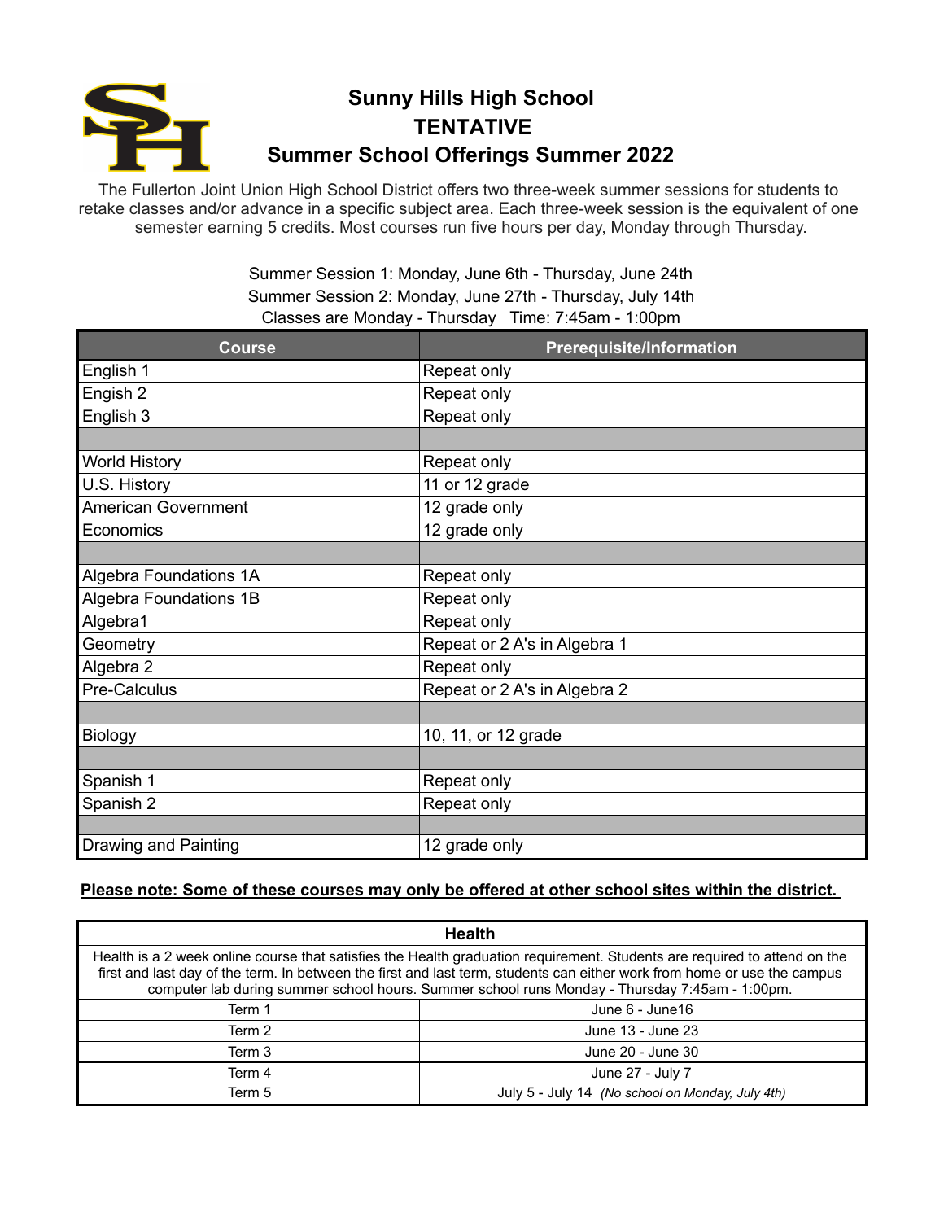# Sunny Hills High School
# TENTATIVE
# Summer School Offerings Summer 2022

The Fullerton Joint Union High School District offers two three-week summer sessions for students to retake classes and/or advance in a specific subject area. Each three-week session is the equivalent of one semester earning 5 credits. Most courses run five hours per day, Monday through Thursday.

Summer Session 1: Monday, June 6th - Thursday, June 24th
Summer Session 2: Monday, June 27th - Thursday, July 14th
Classes are Monday - Thursday   Time: 7:45am - 1:00pm

| Course | Prerequisite/Information |
|---|---|
| English 1 | Repeat only |
| Engish 2 | Repeat only |
| English 3 | Repeat only |
| | |
| World History | Repeat only |
| U.S. History | 11 or 12 grade |
| American Government | 12 grade only |
| Economics | 12 grade only |
| | |
| Algebra Foundations 1A | Repeat only |
| Algebra Foundations 1B | Repeat only |
| Algebra1 | Repeat only |
| Geometry | Repeat or 2 A's in Algebra 1 |
| Algebra 2 | Repeat only |
| Pre-Calculus | Repeat or 2 A's in Algebra 2 |
| | |
| Biology | 10, 11, or 12 grade |
| | |
| Spanish 1 | Repeat only |
| Spanish 2 | Repeat only |
| | |
| Drawing and Painting | 12 grade only |

**Please note: Some of these courses may only be offered at other school sites within the district.**

| Health | |
|---|---|
| Health is a 2 week online course that satisfies the Health graduation requirement. Students are required to attend on the first and last day of the term. In between the first and last term, students can either work from home or use the campus computer lab during summer school hours. Summer school runs Monday - Thursday 7:45am - 1:00pm. | |
| Term 1 | June 6 - June16 |
| Term 2 | June 13 - June 23 |
| Term 3 | June 20 - June 30 |
| Term 4 | June 27 - July 7 |
| Term 5 | July 5 - July 14 *(No school on Monday, July 4th)* |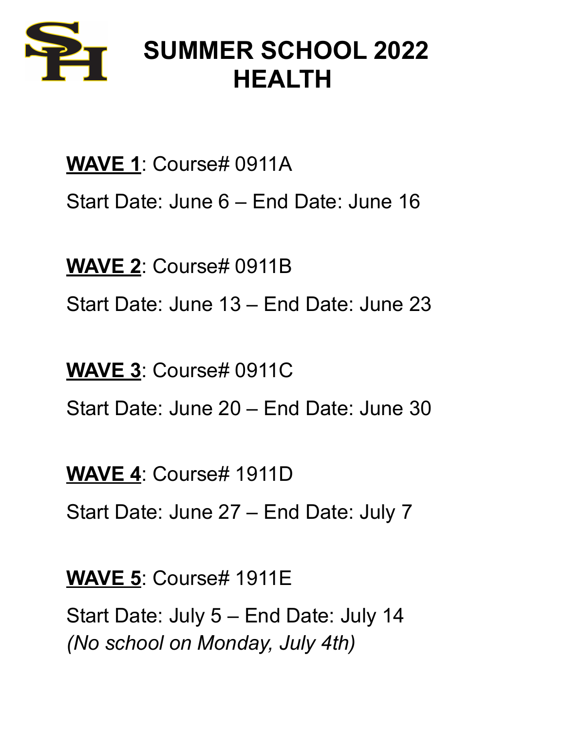# SUMMER SCHOOL 2022
# HEALTH

**WAVE 1**: Course# 0911A

Start Date: June 6 – End Date: June 16

**WAVE 2**: Course# 0911B

Start Date: June 13 – End Date: June 23

**WAVE 3**: Course# 0911C

Start Date: June 20 – End Date: June 30

**WAVE 4**: Course# 1911D

Start Date: June 27 – End Date: July 7

**WAVE 5**: Course# 1911E

Start Date: July 5 – End Date: July 14
*(No school on Monday, July 4th)*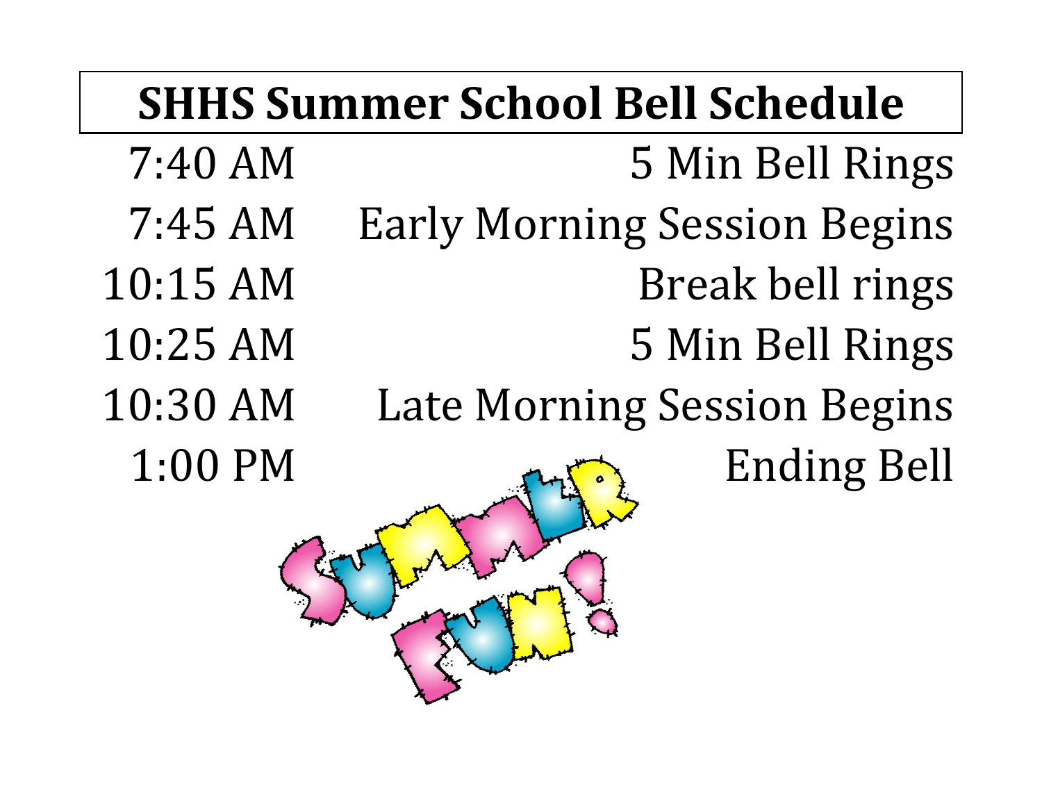# SHHS Summer School Bell Schedule

| | |
|---|---|
| 7:40 AM | 5 Min Bell Rings |
| 7:45 AM | Early Morning Session Begins |
| 10:15 AM | Break bell rings |
| 10:25 AM | 5 Min Bell Rings |
| 10:30 AM | Late Morning Session Begins |
| 1:00 PM | Ending Bell |